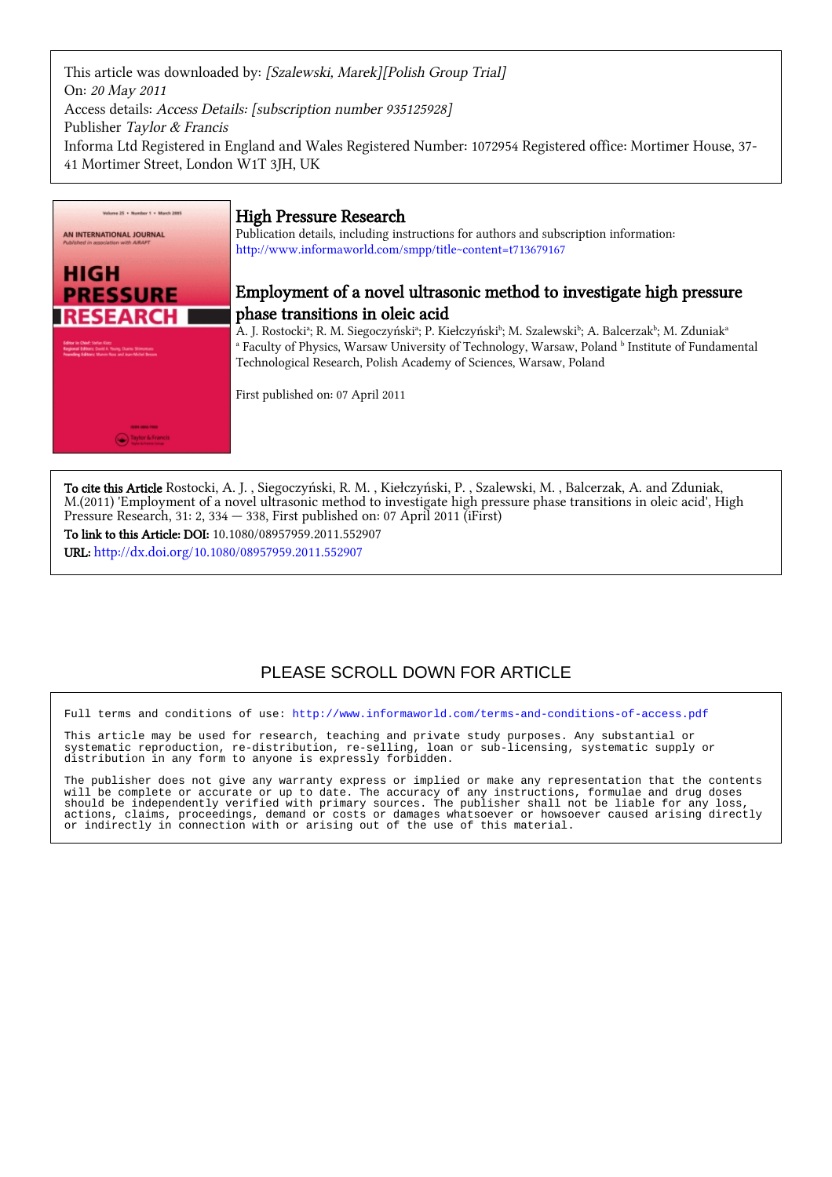This article was downloaded by: *[Szalewski, Marek][Polish Group Trial]*
On: *20 May 2011*
Access details: *Access Details: [subscription number 935125928]*
Publisher *Taylor & Francis*
Informa Ltd Registered in England and Wales Registered Number: 1072954 Registered office: Mortimer House, 37-41 Mortimer Street, London W1T 3JH, UK

# High Pressure Research

Publication details, including instructions for authors and subscription information:
http://www.informaworld.com/smpp/title~content=t713679167

## Employment of a novel ultrasonic method to investigate high pressure phase transitions in oleic acid

A. J. Rostocki[a]; R. M. Siegoczyński[a]; P. Kiełczyński[b]; M. Szalewski[b]; A. Balcerzak[b]; M. Zduniak[a]
[a] Faculty of Physics, Warsaw University of Technology, Warsaw, Poland [b] Institute of Fundamental Technological Research, Polish Academy of Sciences, Warsaw, Poland

First published on: 07 April 2011

**To cite this Article** Rostocki, A. J. , Siegoczyński, R. M. , Kiełczyński, P. , Szalewski, M. , Balcerzak, A. and Zduniak, M.(2011) 'Employment of a novel ultrasonic method to investigate high pressure phase transitions in oleic acid', High Pressure Research, 31: 2, 334 — 338, First published on: 07 April 2011 (iFirst)

**To link to this Article: DOI:** 10.1080/08957959.2011.552907

**URL:** http://dx.doi.org/10.1080/08957959.2011.552907

PLEASE SCROLL DOWN FOR ARTICLE

Full terms and conditions of use: http://www.informaworld.com/terms-and-conditions-of-access.pdf

This article may be used for research, teaching and private study purposes. Any substantial or systematic reproduction, re-distribution, re-selling, loan or sub-licensing, systematic supply or distribution in any form to anyone is expressly forbidden.

The publisher does not give any warranty express or implied or make any representation that the contents will be complete or accurate or up to date. The accuracy of any instructions, formulae and drug doses should be independently verified with primary sources. The publisher shall not be liable for any loss, actions, claims, proceedings, demand or costs or damages whatsoever or howsoever caused arising directly or indirectly in connection with or arising out of the use of this material.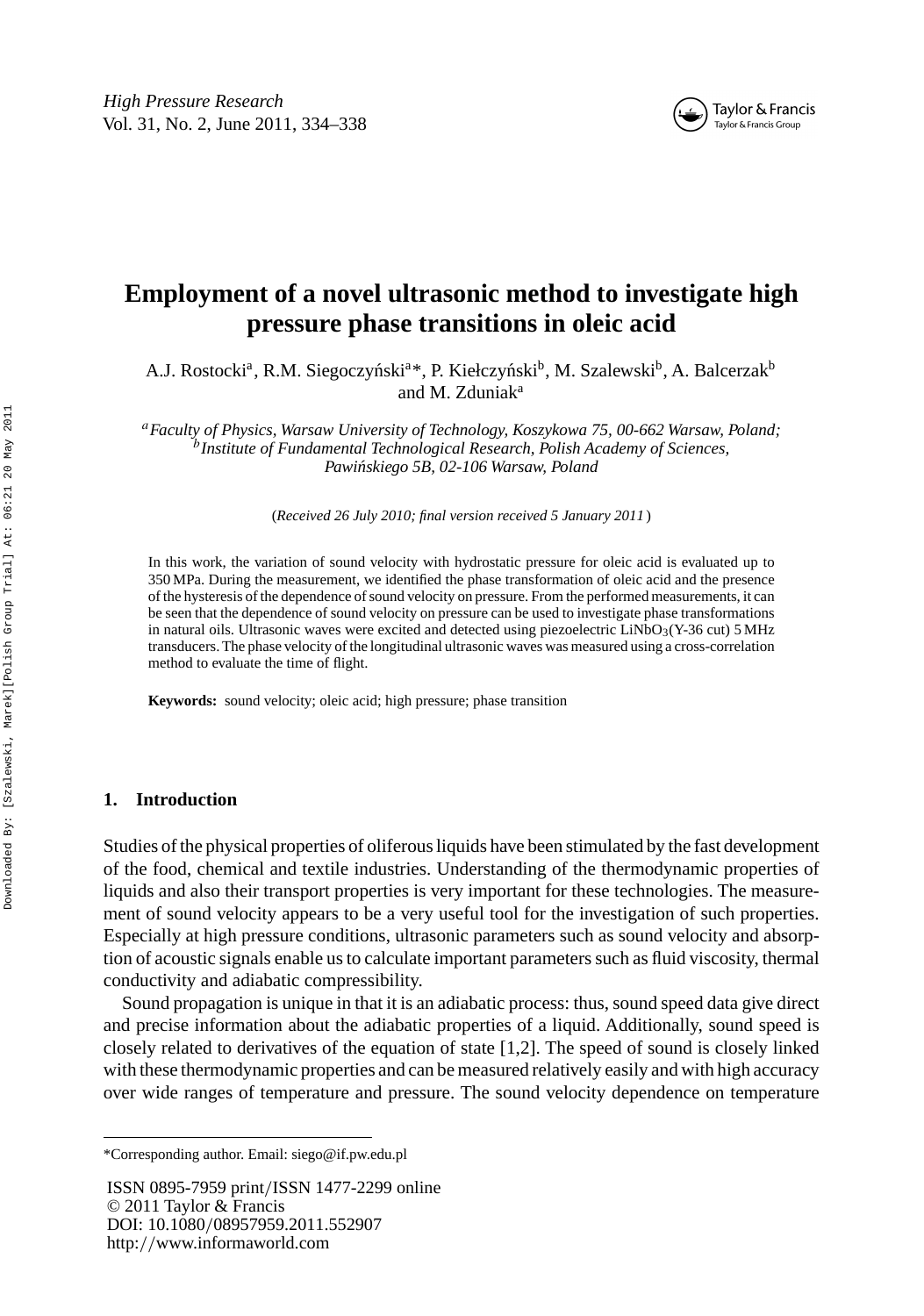# Employment of a novel ultrasonic method to investigate high pressure phase transitions in oleic acid

A.J. Rostocki[a], R.M. Siegoczyński[a]*, P. Kiełczyński[b], M. Szalewski[b], A. Balcerzak[b] and M. Zduniak[a]

[a]*Faculty of Physics, Warsaw University of Technology, Koszykowa 75, 00-662 Warsaw, Poland;* [b]*Institute of Fundamental Technological Research, Polish Academy of Sciences, Pawińskiego 5B, 02-106 Warsaw, Poland*

(*Received 26 July 2010; final version received 5 January 2011*)

In this work, the variation of sound velocity with hydrostatic pressure for oleic acid is evaluated up to 350 MPa. During the measurement, we identified the phase transformation of oleic acid and the presence of the hysteresis of the dependence of sound velocity on pressure. From the performed measurements, it can be seen that the dependence of sound velocity on pressure can be used to investigate phase transformations in natural oils. Ultrasonic waves were excited and detected using piezoelectric $LiNbO_3$(Y-36 cut) 5 MHz transducers. The phase velocity of the longitudinal ultrasonic waves was measured using a cross-correlation method to evaluate the time of flight.

**Keywords:** sound velocity; oleic acid; high pressure; phase transition

## 1. Introduction

Studies of the physical properties of oliferous liquids have been stimulated by the fast development of the food, chemical and textile industries. Understanding of the thermodynamic properties of liquids and also their transport properties is very important for these technologies. The measurement of sound velocity appears to be a very useful tool for the investigation of such properties. Especially at high pressure conditions, ultrasonic parameters such as sound velocity and absorption of acoustic signals enable us to calculate important parameters such as fluid viscosity, thermal conductivity and adiabatic compressibility.

Sound propagation is unique in that it is an adiabatic process: thus, sound speed data give direct and precise information about the adiabatic properties of a liquid. Additionally, sound speed is closely related to derivatives of the equation of state [1,2]. The speed of sound is closely linked with these thermodynamic properties and can be measured relatively easily and with high accuracy over wide ranges of temperature and pressure. The sound velocity dependence on temperature

*Corresponding author. Email: siego@if.pw.edu.pl

ISSN 0895-7959 print/ISSN 1477-2299 online
© 2011 Taylor & Francis
DOI: 10.1080/08957959.2011.552907
http://www.informaworld.com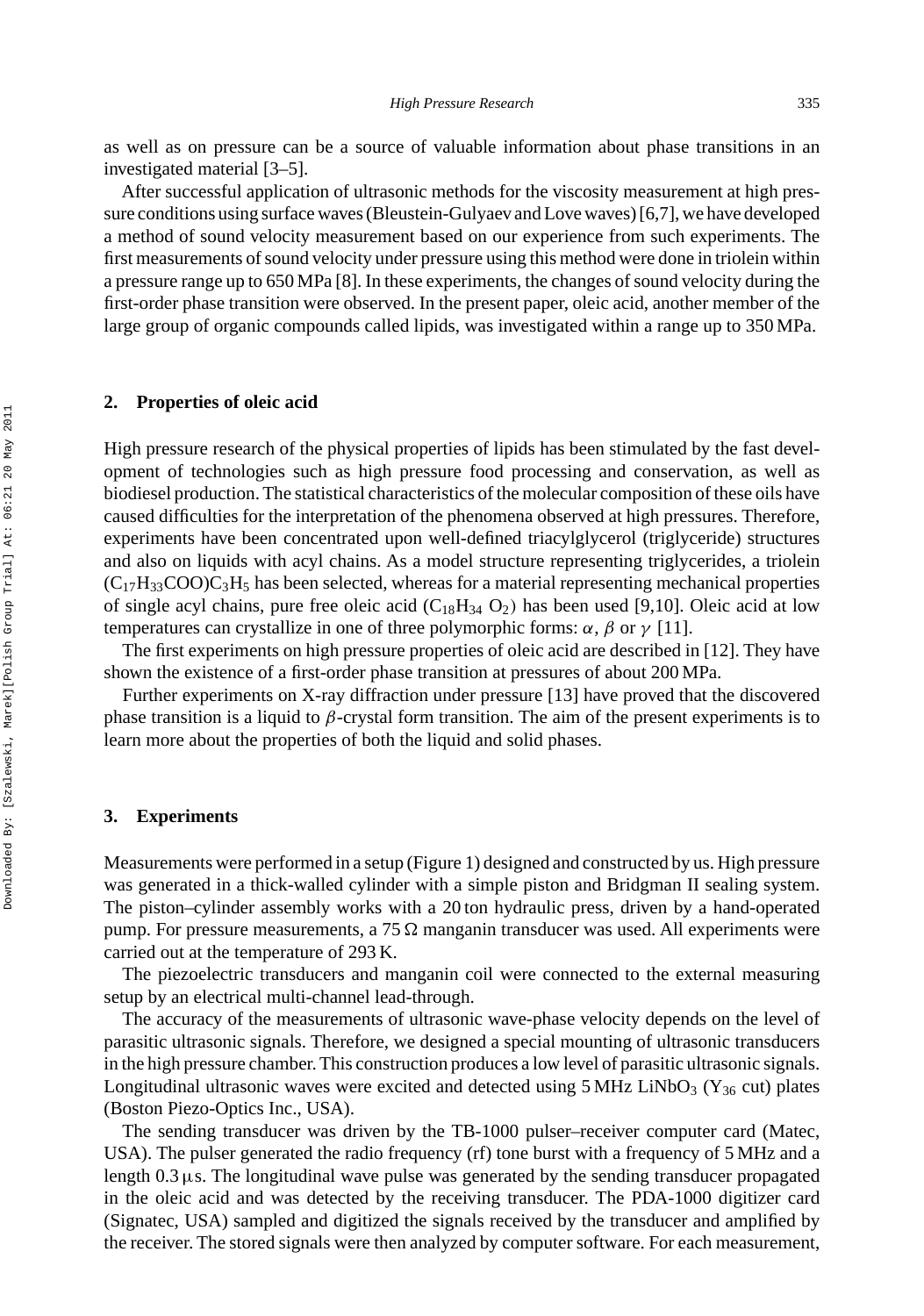as well as on pressure can be a source of valuable information about phase transitions in an investigated material [3–5].

After successful application of ultrasonic methods for the viscosity measurement at high pressure conditions using surface waves (Bleustein-Gulyaev and Love waves) [6,7], we have developed a method of sound velocity measurement based on our experience from such experiments. The first measurements of sound velocity under pressure using this method were done in triolein within a pressure range up to 650 MPa [8]. In these experiments, the changes of sound velocity during the first-order phase transition were observed. In the present paper, oleic acid, another member of the large group of organic compounds called lipids, was investigated within a range up to 350 MPa.

## 2. Properties of oleic acid

High pressure research of the physical properties of lipids has been stimulated by the fast development of technologies such as high pressure food processing and conservation, as well as biodiesel production. The statistical characteristics of the molecular composition of these oils have caused difficulties for the interpretation of the phenomena observed at high pressures. Therefore, experiments have been concentrated upon well-defined triacylglycerol (triglyceride) structures and also on liquids with acyl chains. As a model structure representing triglycerides, a triolein $(C_{17}H_{33}COO)C_3H_5$ has been selected, whereas for a material representing mechanical properties of single acyl chains, pure free oleic acid ($C_{18}H_{34}O_2$) has been used [9,10]. Oleic acid at low temperatures can crystallize in one of three polymorphic forms: $\alpha$, $\beta$ or $\gamma$ [11].

The first experiments on high pressure properties of oleic acid are described in [12]. They have shown the existence of a first-order phase transition at pressures of about 200 MPa.

Further experiments on X-ray diffraction under pressure [13] have proved that the discovered phase transition is a liquid to $\beta$-crystal form transition. The aim of the present experiments is to learn more about the properties of both the liquid and solid phases.

## 3. Experiments

Measurements were performed in a setup (Figure 1) designed and constructed by us. High pressure was generated in a thick-walled cylinder with a simple piston and Bridgman II sealing system. The piston–cylinder assembly works with a 20 ton hydraulic press, driven by a hand-operated pump. For pressure measurements, a 75 $\Omega$ manganin transducer was used. All experiments were carried out at the temperature of 293 K.

The piezoelectric transducers and manganin coil were connected to the external measuring setup by an electrical multi-channel lead-through.

The accuracy of the measurements of ultrasonic wave-phase velocity depends on the level of parasitic ultrasonic signals. Therefore, we designed a special mounting of ultrasonic transducers in the high pressure chamber. This construction produces a low level of parasitic ultrasonic signals. Longitudinal ultrasonic waves were excited and detected using 5 MHz $LiNbO_3$ ($Y_{36}$ cut) plates (Boston Piezo-Optics Inc., USA).

The sending transducer was driven by the TB-1000 pulser–receiver computer card (Matec, USA). The pulser generated the radio frequency (rf) tone burst with a frequency of 5 MHz and a length 0.3 $\mu$s. The longitudinal wave pulse was generated by the sending transducer propagated in the oleic acid and was detected by the receiving transducer. The PDA-1000 digitizer card (Signatec, USA) sampled and digitized the signals received by the transducer and amplified by the receiver. The stored signals were then analyzed by computer software. For each measurement,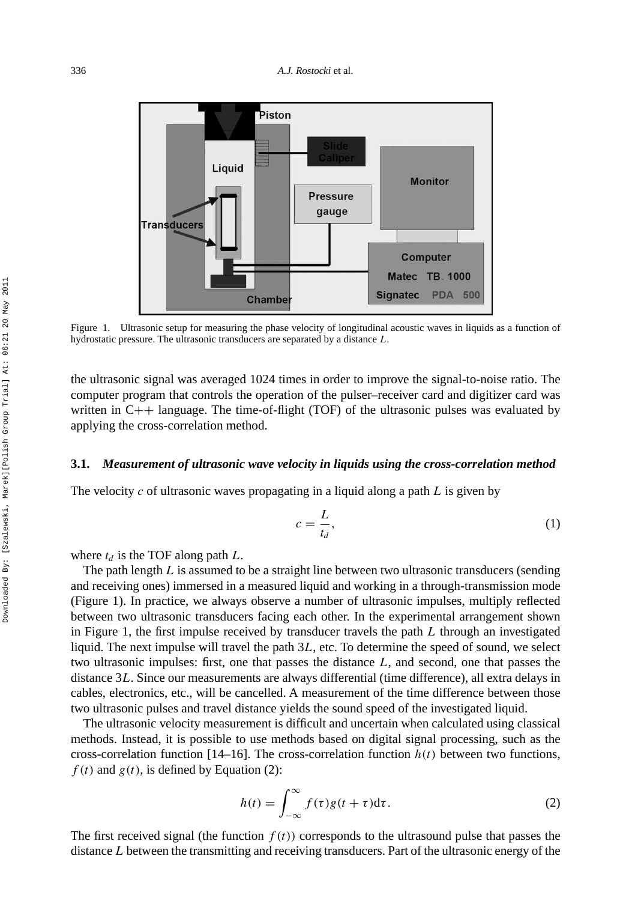Figure 1. Ultrasonic setup for measuring the phase velocity of longitudinal acoustic waves in liquids as a function of hydrostatic pressure. The ultrasonic transducers are separated by a distance $L$.

the ultrasonic signal was averaged 1024 times in order to improve the signal-to-noise ratio. The computer program that controls the operation of the pulser–receiver card and digitizer card was written in C++ language. The time-of-flight (TOF) of the ultrasonic pulses was evaluated by applying the cross-correlation method.

### 3.1. *Measurement of ultrasonic wave velocity in liquids using the cross-correlation method*

The velocity $c$ of ultrasonic waves propagating in a liquid along a path $L$ is given by

$$c = \frac{L}{t_d}, \tag{1}$$

where $t_d$ is the TOF along path $L$.

The path length $L$ is assumed to be a straight line between two ultrasonic transducers (sending and receiving ones) immersed in a measured liquid and working in a through-transmission mode (Figure 1). In practice, we always observe a number of ultrasonic impulses, multiply reflected between two ultrasonic transducers facing each other. In the experimental arrangement shown in Figure 1, the first impulse received by transducer travels the path $L$ through an investigated liquid. The next impulse will travel the path $3L$, etc. To determine the speed of sound, we select two ultrasonic impulses: first, one that passes the distance $L$, and second, one that passes the distance $3L$. Since our measurements are always differential (time difference), all extra delays in cables, electronics, etc., will be cancelled. A measurement of the time difference between those two ultrasonic pulses and travel distance yields the sound speed of the investigated liquid.

The ultrasonic velocity measurement is difficult and uncertain when calculated using classical methods. Instead, it is possible to use methods based on digital signal processing, such as the cross-correlation function [14–16]. The cross-correlation function $h(t)$ between two functions, $f(t)$ and $g(t)$, is defined by Equation (2):

$$h(t) = \int_{-\infty}^{\infty} f(\tau) g(t + \tau) \mathrm{d}\tau. \tag{2}$$

The first received signal (the function $f(t)$) corresponds to the ultrasound pulse that passes the distance $L$ between the transmitting and receiving transducers. Part of the ultrasonic energy of the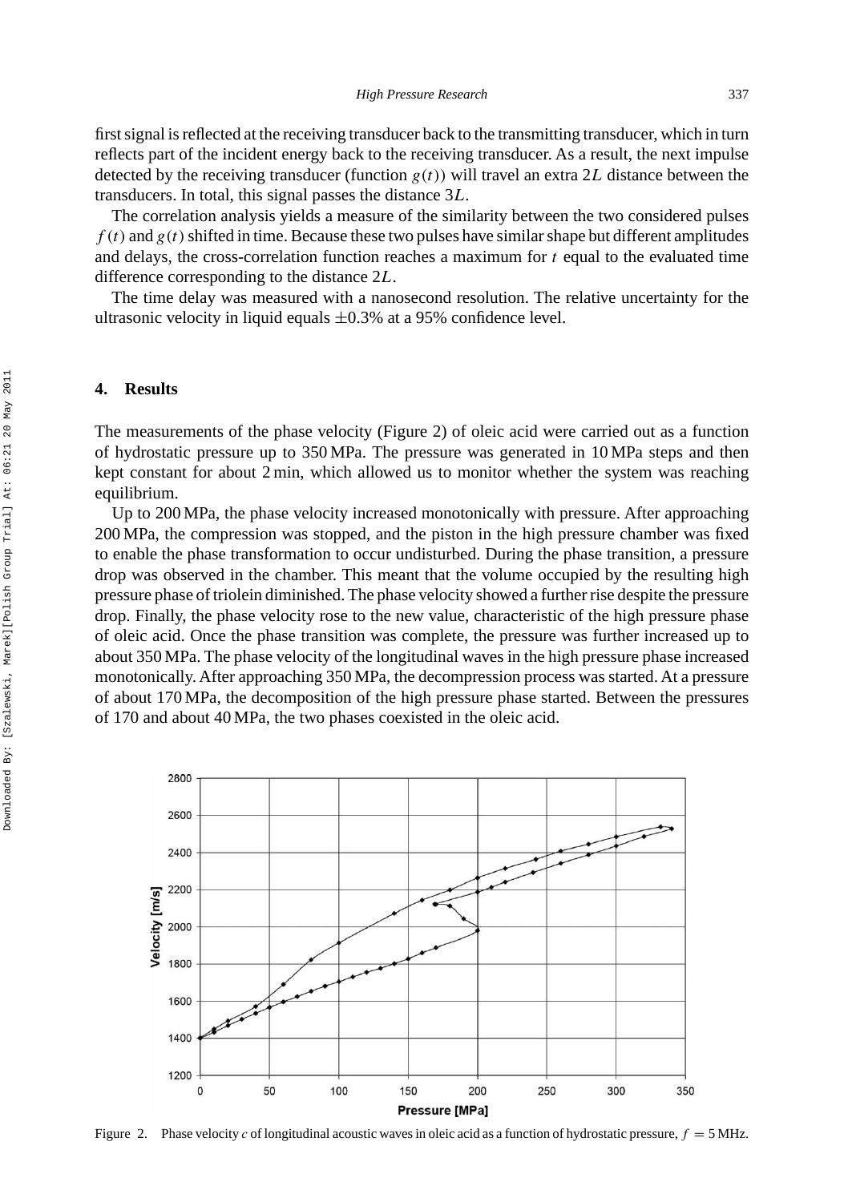first signal is reflected at the receiving transducer back to the transmitting transducer, which in turn reflects part of the incident energy back to the receiving transducer. As a result, the next impulse detected by the receiving transducer (function $g(t)$) will travel an extra $2L$ distance between the transducers. In total, this signal passes the distance $3L$.

The correlation analysis yields a measure of the similarity between the two considered pulses $f(t)$ and $g(t)$ shifted in time. Because these two pulses have similar shape but different amplitudes and delays, the cross-correlation function reaches a maximum for $t$ equal to the evaluated time difference corresponding to the distance $2L$.

The time delay was measured with a nanosecond resolution. The relative uncertainty for the ultrasonic velocity in liquid equals $\pm 0.3\%$ at a 95% confidence level.

## 4. Results

The measurements of the phase velocity (Figure 2) of oleic acid were carried out as a function of hydrostatic pressure up to 350 MPa. The pressure was generated in 10 MPa steps and then kept constant for about 2 min, which allowed us to monitor whether the system was reaching equilibrium.

Up to 200 MPa, the phase velocity increased monotonically with pressure. After approaching 200 MPa, the compression was stopped, and the piston in the high pressure chamber was fixed to enable the phase transformation to occur undisturbed. During the phase transition, a pressure drop was observed in the chamber. This meant that the volume occupied by the resulting high pressure phase of triolein diminished. The phase velocity showed a further rise despite the pressure drop. Finally, the phase velocity rose to the new value, characteristic of the high pressure phase of oleic acid. Once the phase transition was complete, the pressure was further increased up to about 350 MPa. The phase velocity of the longitudinal waves in the high pressure phase increased monotonically. After approaching 350 MPa, the decompression process was started. At a pressure of about 170 MPa, the decomposition of the high pressure phase started. Between the pressures of 170 and about 40 MPa, the two phases coexisted in the oleic acid.

Figure 2. Phase velocity $c$ of longitudinal acoustic waves in oleic acid as a function of hydrostatic pressure, $f = 5$ MHz.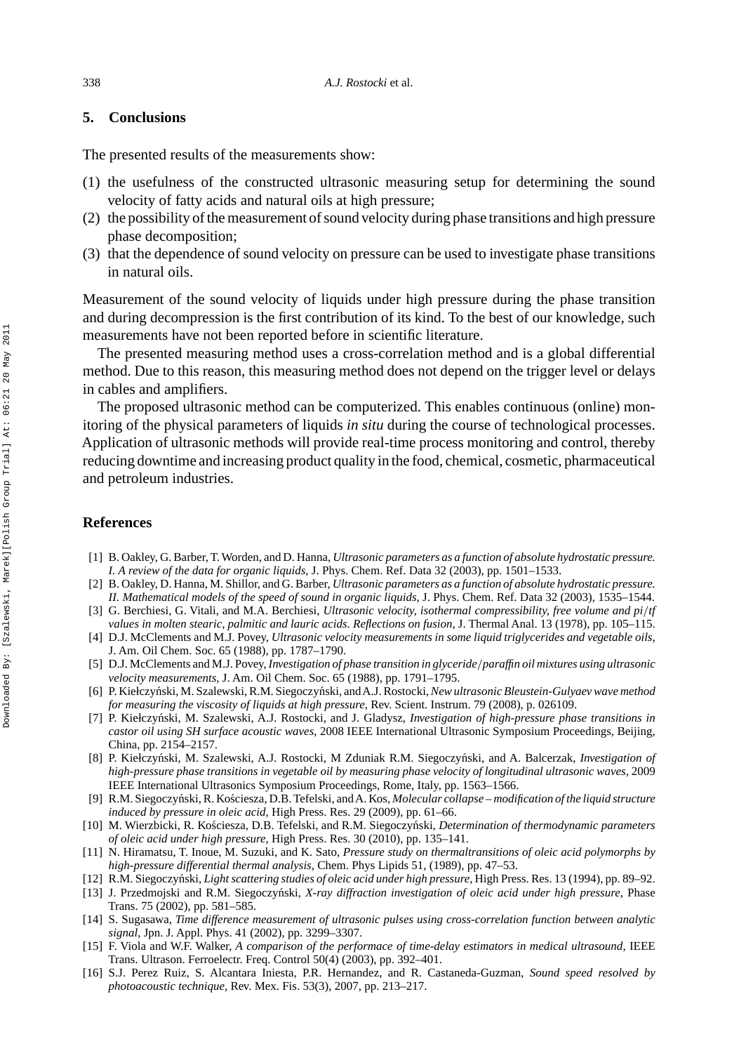## 5. Conclusions

The presented results of the measurements show:

(1) the usefulness of the constructed ultrasonic measuring setup for determining the sound velocity of fatty acids and natural oils at high pressure;
(2) the possibility of the measurement of sound velocity during phase transitions and high pressure phase decomposition;
(3) that the dependence of sound velocity on pressure can be used to investigate phase transitions in natural oils.

Measurement of the sound velocity of liquids under high pressure during the phase transition and during decompression is the first contribution of its kind. To the best of our knowledge, such measurements have not been reported before in scientific literature.

The presented measuring method uses a cross-correlation method and is a global differential method. Due to this reason, this measuring method does not depend on the trigger level or delays in cables and amplifiers.

The proposed ultrasonic method can be computerized. This enables continuous (online) monitoring of the physical parameters of liquids *in situ* during the course of technological processes. Application of ultrasonic methods will provide real-time process monitoring and control, thereby reducing downtime and increasing product quality in the food, chemical, cosmetic, pharmaceutical and petroleum industries.

## References

[1] B. Oakley, G. Barber, T. Worden, and D. Hanna, *Ultrasonic parameters as a function of absolute hydrostatic pressure. I. A review of the data for organic liquids*, J. Phys. Chem. Ref. Data 32 (2003), pp. 1501–1533.

[2] B. Oakley, D. Hanna, M. Shillor, and G. Barber, *Ultrasonic parameters as a function of absolute hydrostatic pressure. II. Mathematical models of the speed of sound in organic liquids*, J. Phys. Chem. Ref. Data 32 (2003), 1535–1544.

[3] G. Berchiesi, G. Vitali, and M.A. Berchiesi, *Ultrasonic velocity, isothermal compressibility, free volume and pi/tf values in molten stearic, palmitic and lauric acids. Reflections on fusion*, J. Thermal Anal. 13 (1978), pp. 105–115.

[4] D.J. McClements and M.J. Povey, *Ultrasonic velocity measurements in some liquid triglycerides and vegetable oils*, J. Am. Oil Chem. Soc. 65 (1988), pp. 1787–1790.

[5] D.J. McClements and M.J. Povey, *Investigation of phase transition in glyceride/paraffin oil mixtures using ultrasonic velocity measurements*, J. Am. Oil Chem. Soc. 65 (1988), pp. 1791–1795.

[6] P. Kiełczyński, M. Szalewski, R.M. Siegoczyński, and A.J. Rostocki, *New ultrasonic Bleustein-Gulyaev wave method for measuring the viscosity of liquids at high pressure*, Rev. Scient. Instrum. 79 (2008), p. 026109.

[7] P. Kiełczyński, M. Szalewski, A.J. Rostocki, and J. Gladysz, *Investigation of high-pressure phase transitions in castor oil using SH surface acoustic waves*, 2008 IEEE International Ultrasonic Symposium Proceedings, Beijing, China, pp. 2154–2157.

[8] P. Kiełczyński, M. Szalewski, A.J. Rostocki, M Zduniak R.M. Siegoczyński, and A. Balcerzak, *Investigation of high-pressure phase transitions in vegetable oil by measuring phase velocity of longitudinal ultrasonic waves*, 2009 IEEE International Ultrasonics Symposium Proceedings, Rome, Italy, pp. 1563–1566.

[9] R.M. Siegoczyński, R. Kościesza, D.B. Tefelski, and A. Kos, *Molecular collapse – modification of the liquid structure induced by pressure in oleic acid*, High Press. Res. 29 (2009), pp. 61–66.

[10] M. Wierzbicki, R. Kościesza, D.B. Tefelski, and R.M. Siegoczyński, *Determination of thermodynamic parameters of oleic acid under high pressure*, High Press. Res. 30 (2010), pp. 135–141.

[11] N. Hiramatsu, T. Inoue, M. Suzuki, and K. Sato, *Pressure study on thermaltransitions of oleic acid polymorphs by high-pressure differential thermal analysis*, Chem. Phys Lipids 51, (1989), pp. 47–53.

[12] R.M. Siegoczyński, *Light scattering studies of oleic acid under high pressure*, High Press. Res. 13 (1994), pp. 89–92.

[13] J. Przedmojski and R.M. Siegoczyński, *X-ray diffraction investigation of oleic acid under high pressure*, Phase Trans. 75 (2002), pp. 581–585.

[14] S. Sugasawa, *Time difference measurement of ultrasonic pulses using cross-correlation function between analytic signal*, Jpn. J. Appl. Phys. 41 (2002), pp. 3299–3307.

[15] F. Viola and W.F. Walker, *A comparison of the performace of time-delay estimators in medical ultrasound*, IEEE Trans. Ultrason. Ferroelectr. Freq. Control 50(4) (2003), pp. 392–401.

[16] S.J. Perez Ruiz, S. Alcantara Iniesta, P.R. Hernandez, and R. Castaneda-Guzman, *Sound speed resolved by photoacoustic technique*, Rev. Mex. Fis. 53(3), 2007, pp. 213–217.